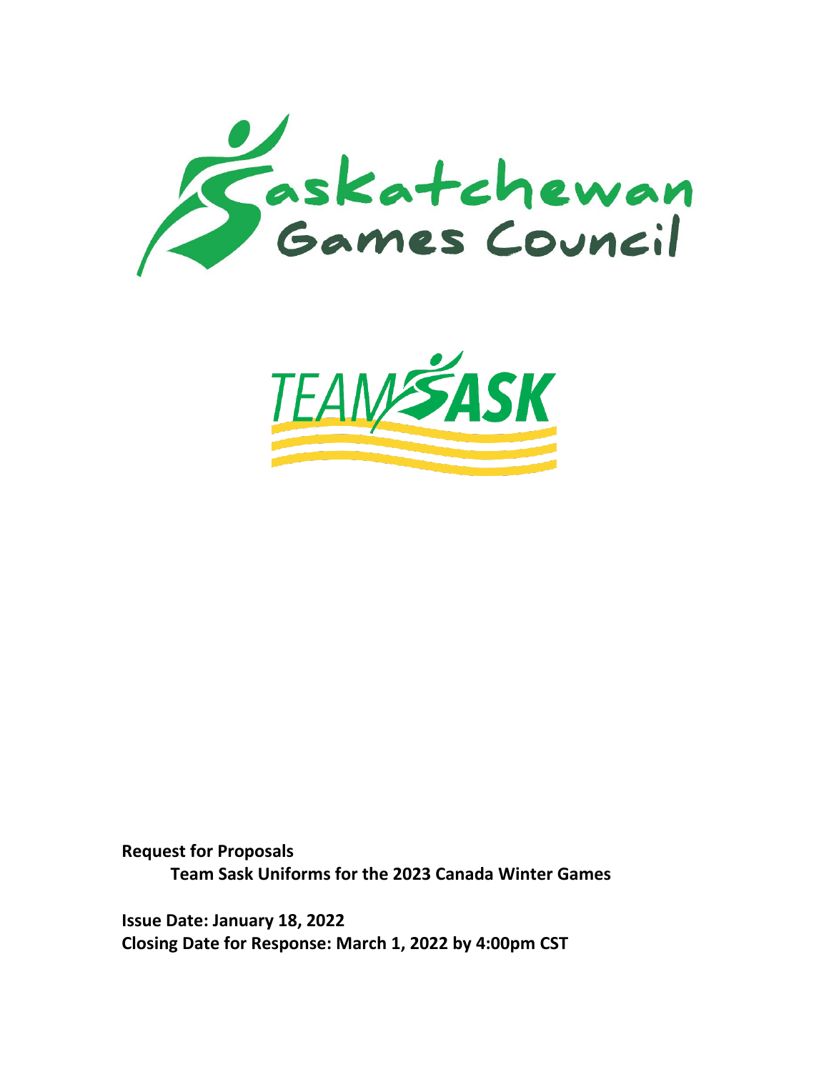**Request for Proposals**

**Team Sask Uniforms for the 2023 Canada Winter Games**

**Issue Date: January 18, 2022**

**Closing Date for Response: March 1, 2022 by 4:00pm CST**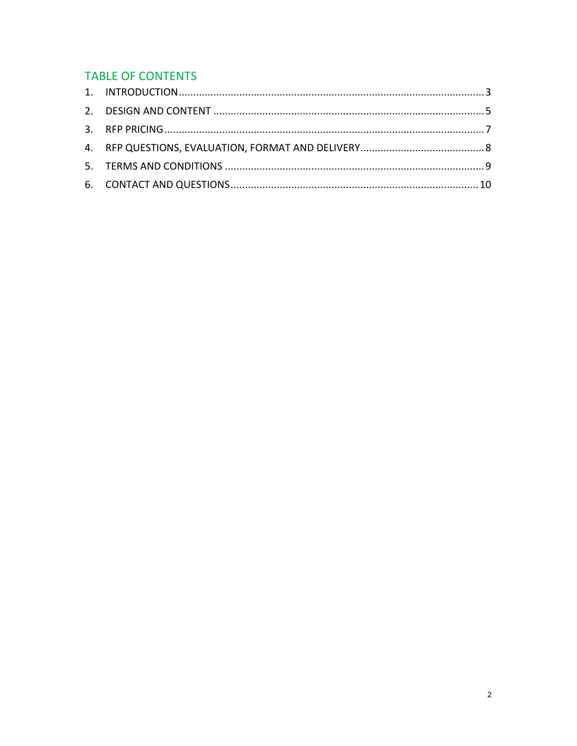## TABLE OF CONTENTS

1. INTRODUCTION .......... 3
2. DESIGN AND CONTENT .......... 5
3. RFP PRICING .......... 7
4. RFP QUESTIONS, EVALUATION, FORMAT AND DELIVERY .......... 8
5. TERMS AND CONDITIONS .......... 9
6. CONTACT AND QUESTIONS .......... 10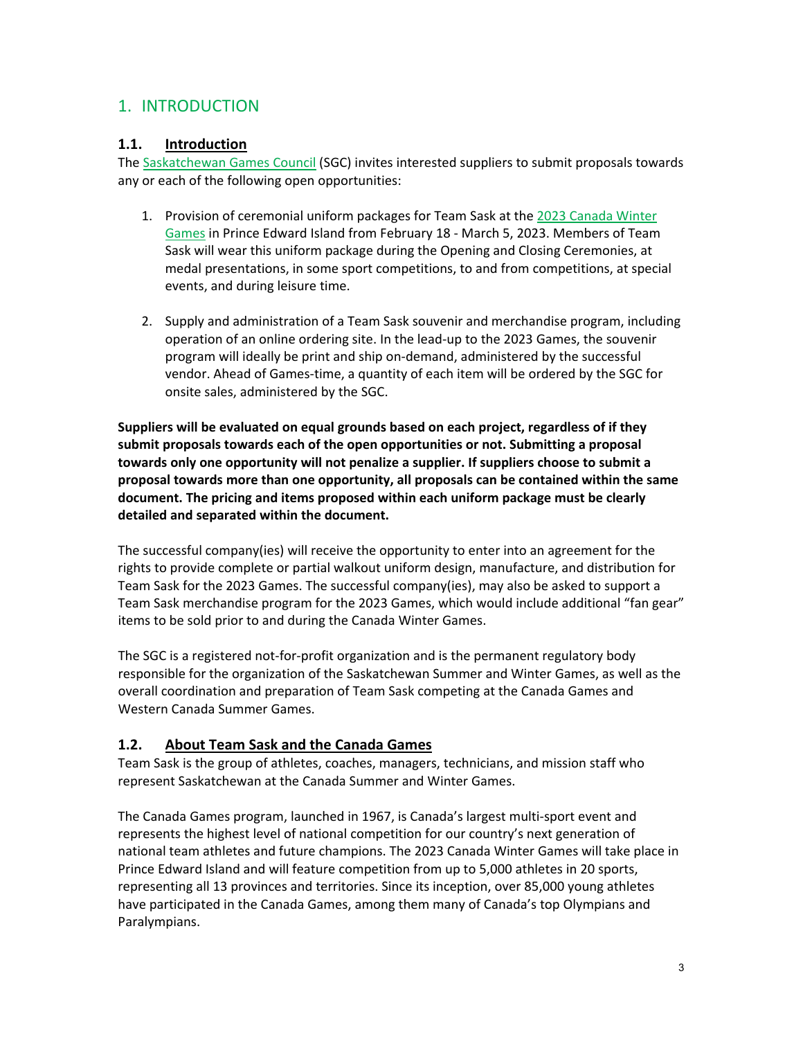# 1. INTRODUCTION

## 1.1. Introduction

The Saskatchewan Games Council (SGC) invites interested suppliers to submit proposals towards any or each of the following open opportunities:

1. Provision of ceremonial uniform packages for Team Sask at the 2023 Canada Winter Games in Prince Edward Island from February 18 - March 5, 2023. Members of Team Sask will wear this uniform package during the Opening and Closing Ceremonies, at medal presentations, in some sport competitions, to and from competitions, at special events, and during leisure time.

2. Supply and administration of a Team Sask souvenir and merchandise program, including operation of an online ordering site. In the lead-up to the 2023 Games, the souvenir program will ideally be print and ship on-demand, administered by the successful vendor. Ahead of Games-time, a quantity of each item will be ordered by the SGC for onsite sales, administered by the SGC.

**Suppliers will be evaluated on equal grounds based on each project, regardless of if they submit proposals towards each of the open opportunities or not. Submitting a proposal towards only one opportunity will not penalize a supplier. If suppliers choose to submit a proposal towards more than one opportunity, all proposals can be contained within the same document. The pricing and items proposed within each uniform package must be clearly detailed and separated within the document.**

The successful company(ies) will receive the opportunity to enter into an agreement for the rights to provide complete or partial walkout uniform design, manufacture, and distribution for Team Sask for the 2023 Games. The successful company(ies), may also be asked to support a Team Sask merchandise program for the 2023 Games, which would include additional "fan gear" items to be sold prior to and during the Canada Winter Games.

The SGC is a registered not-for-profit organization and is the permanent regulatory body responsible for the organization of the Saskatchewan Summer and Winter Games, as well as the overall coordination and preparation of Team Sask competing at the Canada Games and Western Canada Summer Games.

## 1.2. About Team Sask and the Canada Games

Team Sask is the group of athletes, coaches, managers, technicians, and mission staff who represent Saskatchewan at the Canada Summer and Winter Games.

The Canada Games program, launched in 1967, is Canada's largest multi-sport event and represents the highest level of national competition for our country's next generation of national team athletes and future champions. The 2023 Canada Winter Games will take place in Prince Edward Island and will feature competition from up to 5,000 athletes in 20 sports, representing all 13 provinces and territories. Since its inception, over 85,000 young athletes have participated in the Canada Games, among them many of Canada's top Olympians and Paralympians.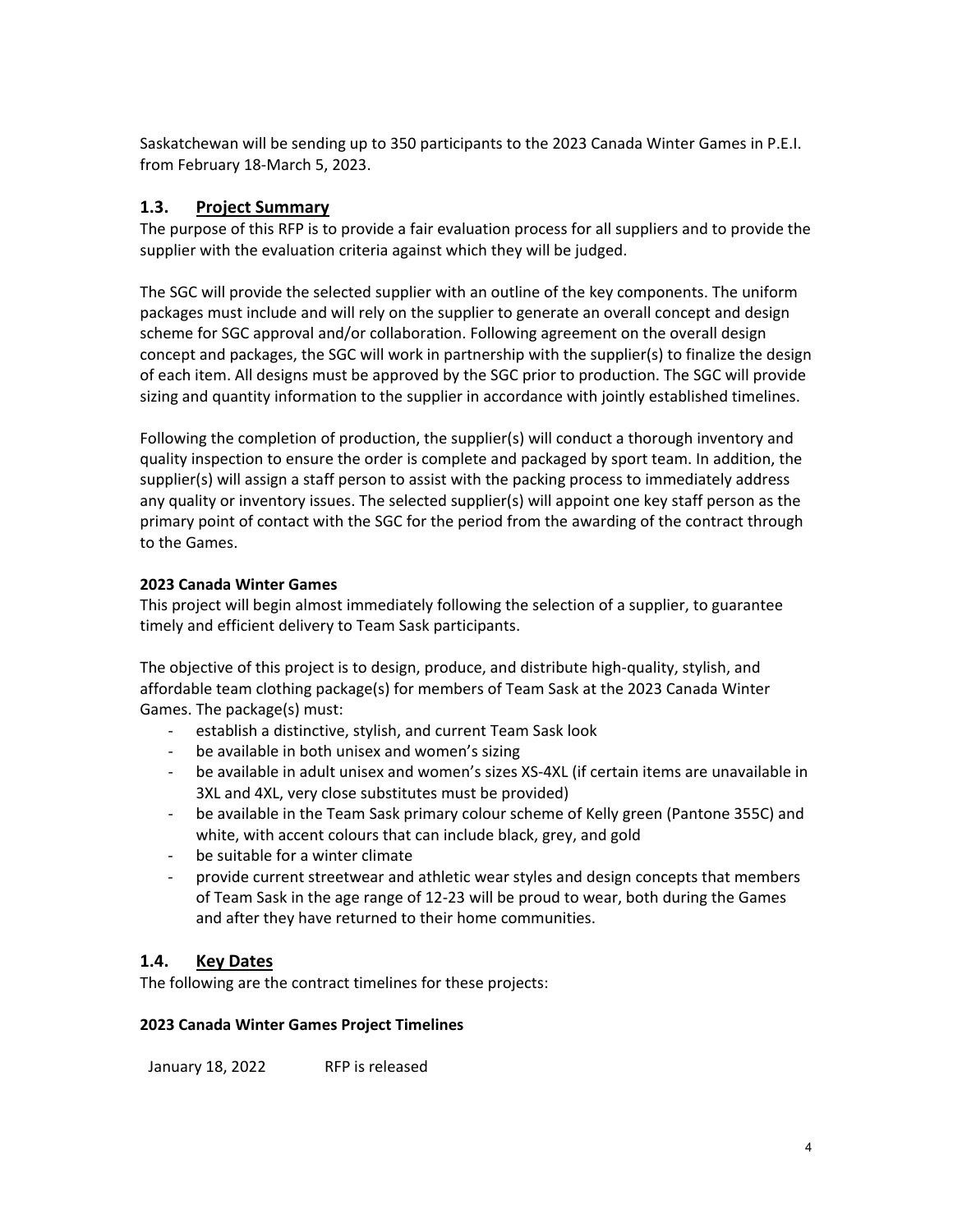Saskatchewan will be sending up to 350 participants to the 2023 Canada Winter Games in P.E.I. from February 18-March 5, 2023.

## 1.3. Project Summary

The purpose of this RFP is to provide a fair evaluation process for all suppliers and to provide the supplier with the evaluation criteria against which they will be judged.

The SGC will provide the selected supplier with an outline of the key components. The uniform packages must include and will rely on the supplier to generate an overall concept and design scheme for SGC approval and/or collaboration. Following agreement on the overall design concept and packages, the SGC will work in partnership with the supplier(s) to finalize the design of each item. All designs must be approved by the SGC prior to production. The SGC will provide sizing and quantity information to the supplier in accordance with jointly established timelines.

Following the completion of production, the supplier(s) will conduct a thorough inventory and quality inspection to ensure the order is complete and packaged by sport team. In addition, the supplier(s) will assign a staff person to assist with the packing process to immediately address any quality or inventory issues. The selected supplier(s) will appoint one key staff person as the primary point of contact with the SGC for the period from the awarding of the contract through to the Games.

**2023 Canada Winter Games**

This project will begin almost immediately following the selection of a supplier, to guarantee timely and efficient delivery to Team Sask participants.

The objective of this project is to design, produce, and distribute high-quality, stylish, and affordable team clothing package(s) for members of Team Sask at the 2023 Canada Winter Games. The package(s) must:

- establish a distinctive, stylish, and current Team Sask look
- be available in both unisex and women's sizing
- be available in adult unisex and women's sizes XS-4XL (if certain items are unavailable in 3XL and 4XL, very close substitutes must be provided)
- be available in the Team Sask primary colour scheme of Kelly green (Pantone 355C) and white, with accent colours that can include black, grey, and gold
- be suitable for a winter climate
- provide current streetwear and athletic wear styles and design concepts that members of Team Sask in the age range of 12-23 will be proud to wear, both during the Games and after they have returned to their home communities.

## 1.4. Key Dates

The following are the contract timelines for these projects:

**2023 Canada Winter Games Project Timelines**

| | |
|---|---|
| January 18, 2022 | RFP is released |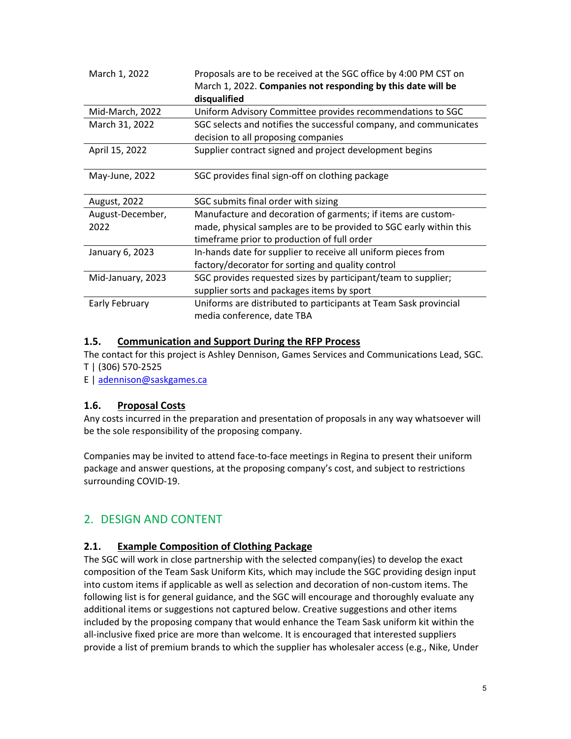| | |
|---|---|
| March 1, 2022 | Proposals are to be received at the SGC office by 4:00 PM CST on March 1, 2022. **Companies not responding by this date will be disqualified** |
| Mid-March, 2022 | Uniform Advisory Committee provides recommendations to SGC |
| March 31, 2022 | SGC selects and notifies the successful company, and communicates decision to all proposing companies |
| April 15, 2022 | Supplier contract signed and project development begins |
| May-June, 2022 | SGC provides final sign-off on clothing package |
| August, 2022 | SGC submits final order with sizing |
| August-December, 2022 | Manufacture and decoration of garments; if items are custom-made, physical samples are to be provided to SGC early within this timeframe prior to production of full order |
| January 6, 2023 | In-hands date for supplier to receive all uniform pieces from factory/decorator for sorting and quality control |
| Mid-January, 2023 | SGC provides requested sizes by participant/team to supplier; supplier sorts and packages items by sport |
| Early February | Uniforms are distributed to participants at Team Sask provincial media conference, date TBA |

### 1.5. Communication and Support During the RFP Process

The contact for this project is Ashley Dennison, Games Services and Communications Lead, SGC.
T | (306) 570-2525
E | adennison@saskgames.ca

### 1.6. Proposal Costs

Any costs incurred in the preparation and presentation of proposals in any way whatsoever will be the sole responsibility of the proposing company.

Companies may be invited to attend face-to-face meetings in Regina to present their uniform package and answer questions, at the proposing company's cost, and subject to restrictions surrounding COVID-19.

## 2. DESIGN AND CONTENT

### 2.1. Example Composition of Clothing Package

The SGC will work in close partnership with the selected company(ies) to develop the exact composition of the Team Sask Uniform Kits, which may include the SGC providing design input into custom items if applicable as well as selection and decoration of non-custom items. The following list is for general guidance, and the SGC will encourage and thoroughly evaluate any additional items or suggestions not captured below. Creative suggestions and other items included by the proposing company that would enhance the Team Sask uniform kit within the all-inclusive fixed price are more than welcome. It is encouraged that interested suppliers provide a list of premium brands to which the supplier has wholesaler access (e.g., Nike, Under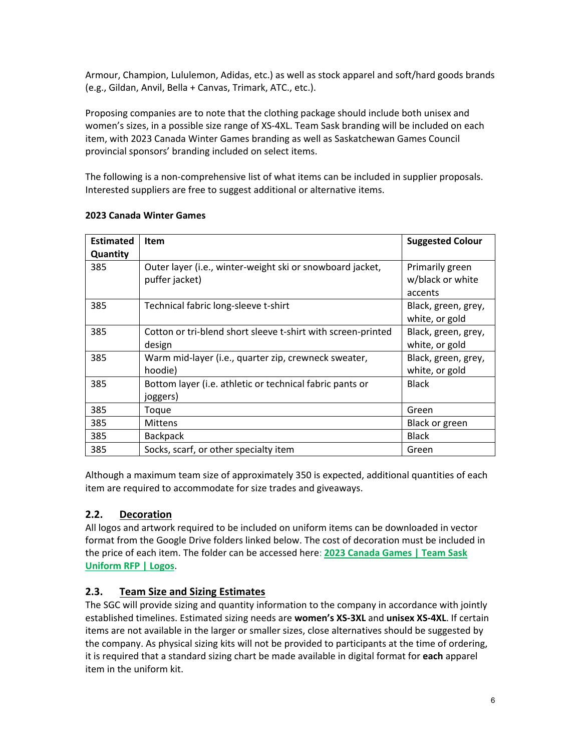Armour, Champion, Lululemon, Adidas, etc.) as well as stock apparel and soft/hard goods brands (e.g., Gildan, Anvil, Bella + Canvas, Trimark, ATC., etc.).

Proposing companies are to note that the clothing package should include both unisex and women's sizes, in a possible size range of XS-4XL. Team Sask branding will be included on each item, with 2023 Canada Winter Games branding as well as Saskatchewan Games Council provincial sponsors' branding included on select items.

The following is a non-comprehensive list of what items can be included in supplier proposals. Interested suppliers are free to suggest additional or alternative items.

**2023 Canada Winter Games**

| Estimated Quantity | Item | Suggested Colour |
|---|---|---|
| 385 | Outer layer (i.e., winter-weight ski or snowboard jacket, puffer jacket) | Primarily green w/black or white accents |
| 385 | Technical fabric long-sleeve t-shirt | Black, green, grey, white, or gold |
| 385 | Cotton or tri-blend short sleeve t-shirt with screen-printed design | Black, green, grey, white, or gold |
| 385 | Warm mid-layer (i.e., quarter zip, crewneck sweater, hoodie) | Black, green, grey, white, or gold |
| 385 | Bottom layer (i.e. athletic or technical fabric pants or joggers) | Black |
| 385 | Toque | Green |
| 385 | Mittens | Black or green |
| 385 | Backpack | Black |
| 385 | Socks, scarf, or other specialty item | Green |

Although a maximum team size of approximately 350 is expected, additional quantities of each item are required to accommodate for size trades and giveaways.

## 2.2. Decoration

All logos and artwork required to be included on uniform items can be downloaded in vector format from the Google Drive folders linked below. The cost of decoration must be included in the price of each item. The folder can be accessed here: **2023 Canada Games | Team Sask Uniform RFP | Logos**.

## 2.3. Team Size and Sizing Estimates

The SGC will provide sizing and quantity information to the company in accordance with jointly established timelines. Estimated sizing needs are **women's XS-3XL** and **unisex XS-4XL**. If certain items are not available in the larger or smaller sizes, close alternatives should be suggested by the company. As physical sizing kits will not be provided to participants at the time of ordering, it is required that a standard sizing chart be made available in digital format for **each** apparel item in the uniform kit.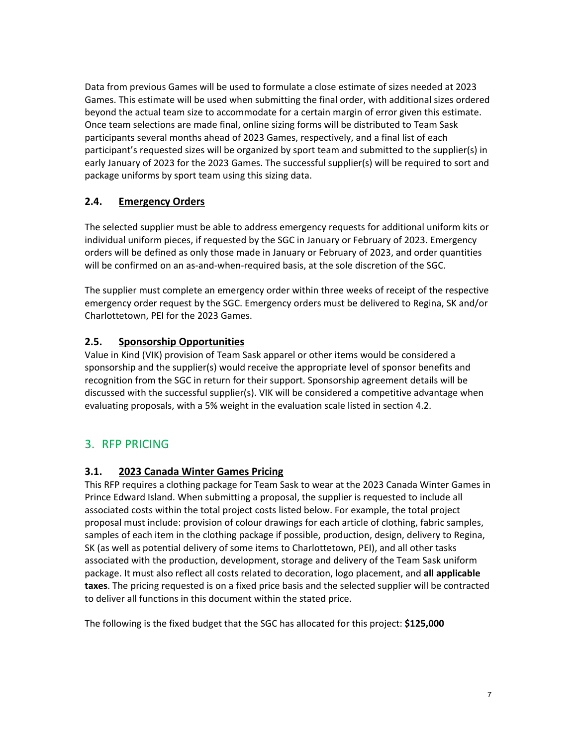Data from previous Games will be used to formulate a close estimate of sizes needed at 2023 Games. This estimate will be used when submitting the final order, with additional sizes ordered beyond the actual team size to accommodate for a certain margin of error given this estimate. Once team selections are made final, online sizing forms will be distributed to Team Sask participants several months ahead of 2023 Games, respectively, and a final list of each participant's requested sizes will be organized by sport team and submitted to the supplier(s) in early January of 2023 for the 2023 Games. The successful supplier(s) will be required to sort and package uniforms by sport team using this sizing data.

### 2.4. Emergency Orders

The selected supplier must be able to address emergency requests for additional uniform kits or individual uniform pieces, if requested by the SGC in January or February of 2023. Emergency orders will be defined as only those made in January or February of 2023, and order quantities will be confirmed on an as-and-when-required basis, at the sole discretion of the SGC.

The supplier must complete an emergency order within three weeks of receipt of the respective emergency order request by the SGC. Emergency orders must be delivered to Regina, SK and/or Charlottetown, PEI for the 2023 Games.

### 2.5. Sponsorship Opportunities

Value in Kind (VIK) provision of Team Sask apparel or other items would be considered a sponsorship and the supplier(s) would receive the appropriate level of sponsor benefits and recognition from the SGC in return for their support. Sponsorship agreement details will be discussed with the successful supplier(s). VIK will be considered a competitive advantage when evaluating proposals, with a 5% weight in the evaluation scale listed in section 4.2.

## 3. RFP PRICING

### 3.1. 2023 Canada Winter Games Pricing

This RFP requires a clothing package for Team Sask to wear at the 2023 Canada Winter Games in Prince Edward Island. When submitting a proposal, the supplier is requested to include all associated costs within the total project costs listed below. For example, the total project proposal must include: provision of colour drawings for each article of clothing, fabric samples, samples of each item in the clothing package if possible, production, design, delivery to Regina, SK (as well as potential delivery of some items to Charlottetown, PEI), and all other tasks associated with the production, development, storage and delivery of the Team Sask uniform package. It must also reflect all costs related to decoration, logo placement, and **all applicable taxes**. The pricing requested is on a fixed price basis and the selected supplier will be contracted to deliver all functions in this document within the stated price.

The following is the fixed budget that the SGC has allocated for this project: **$125,000**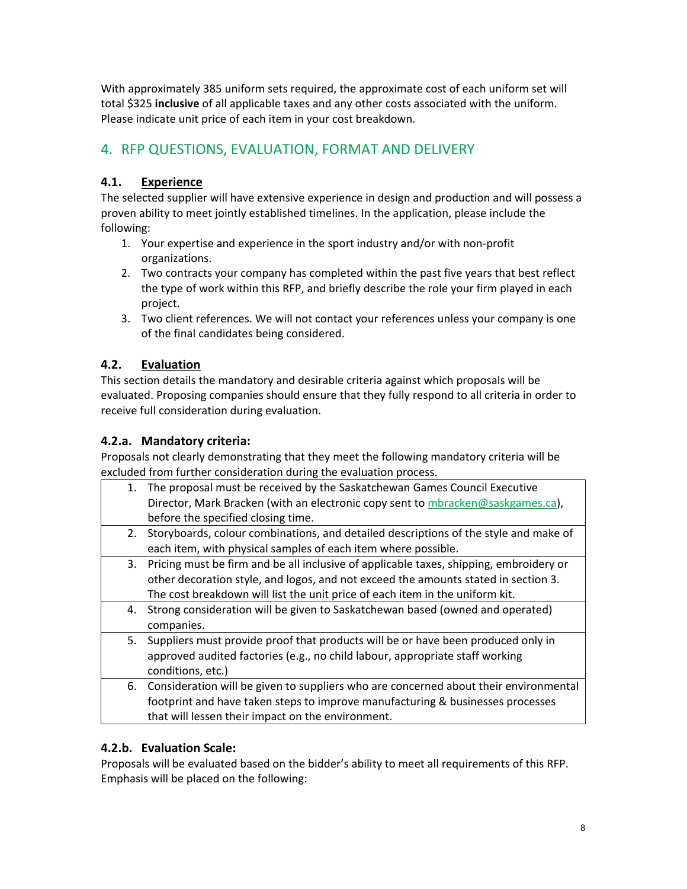With approximately 385 uniform sets required, the approximate cost of each uniform set will total $325 **inclusive** of all applicable taxes and any other costs associated with the uniform. Please indicate unit price of each item in your cost breakdown.

## 4. RFP QUESTIONS, EVALUATION, FORMAT AND DELIVERY

### 4.1. Experience

The selected supplier will have extensive experience in design and production and will possess a proven ability to meet jointly established timelines. In the application, please include the following:

1. Your expertise and experience in the sport industry and/or with non-profit organizations.
2. Two contracts your company has completed within the past five years that best reflect the type of work within this RFP, and briefly describe the role your firm played in each project.
3. Two client references. We will not contact your references unless your company is one of the final candidates being considered.

### 4.2. Evaluation

This section details the mandatory and desirable criteria against which proposals will be evaluated. Proposing companies should ensure that they fully respond to all criteria in order to receive full consideration during evaluation.

#### 4.2.a. Mandatory criteria:

Proposals not clearly demonstrating that they meet the following mandatory criteria will be excluded from further consideration during the evaluation process.

| Criteria |
|---|
| 1. The proposal must be received by the Saskatchewan Games Council Executive Director, Mark Bracken (with an electronic copy sent to mbracken@saskgames.ca), before the specified closing time. |
| 2. Storyboards, colour combinations, and detailed descriptions of the style and make of each item, with physical samples of each item where possible. |
| 3. Pricing must be firm and be all inclusive of applicable taxes, shipping, embroidery or other decoration style, and logos, and not exceed the amounts stated in section 3. The cost breakdown will list the unit price of each item in the uniform kit. |
| 4. Strong consideration will be given to Saskatchewan based (owned and operated) companies. |
| 5. Suppliers must provide proof that products will be or have been produced only in approved audited factories (e.g., no child labour, appropriate staff working conditions, etc.) |
| 6. Consideration will be given to suppliers who are concerned about their environmental footprint and have taken steps to improve manufacturing & businesses processes that will lessen their impact on the environment. |

#### 4.2.b. Evaluation Scale:

Proposals will be evaluated based on the bidder's ability to meet all requirements of this RFP. Emphasis will be placed on the following: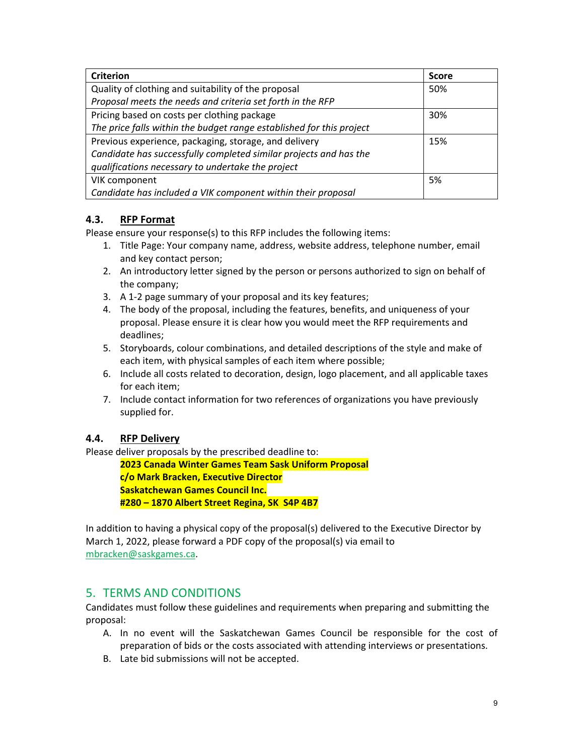| Criterion | Score |
|---|---|
| Quality of clothing and suitability of the proposal<br>*Proposal meets the needs and criteria set forth in the RFP* | 50% |
| Pricing based on costs per clothing package<br>*The price falls within the budget range established for this project* | 30% |
| Previous experience, packaging, storage, and delivery<br>*Candidate has successfully completed similar projects and has the qualifications necessary to undertake the project* | 15% |
| VIK component<br>*Candidate has included a VIK component within their proposal* | 5% |

### 4.3. RFP Format

Please ensure your response(s) to this RFP includes the following items:

1. Title Page: Your company name, address, website address, telephone number, email and key contact person;
2. An introductory letter signed by the person or persons authorized to sign on behalf of the company;
3. A 1-2 page summary of your proposal and its key features;
4. The body of the proposal, including the features, benefits, and uniqueness of your proposal. Please ensure it is clear how you would meet the RFP requirements and deadlines;
5. Storyboards, colour combinations, and detailed descriptions of the style and make of each item, with physical samples of each item where possible;
6. Include all costs related to decoration, design, logo placement, and all applicable taxes for each item;
7. Include contact information for two references of organizations you have previously supplied for.

### 4.4. RFP Delivery

Please deliver proposals by the prescribed deadline to:

**2023 Canada Winter Games Team Sask Uniform Proposal**
**c/o Mark Bracken, Executive Director**
**Saskatchewan Games Council Inc.**
**#280 – 1870 Albert Street Regina, SK S4P 4B7**

In addition to having a physical copy of the proposal(s) delivered to the Executive Director by March 1, 2022, please forward a PDF copy of the proposal(s) via email to mbracken@saskgames.ca.

## 5. TERMS AND CONDITIONS

Candidates must follow these guidelines and requirements when preparing and submitting the proposal:

A. In no event will the Saskatchewan Games Council be responsible for the cost of preparation of bids or the costs associated with attending interviews or presentations.
B. Late bid submissions will not be accepted.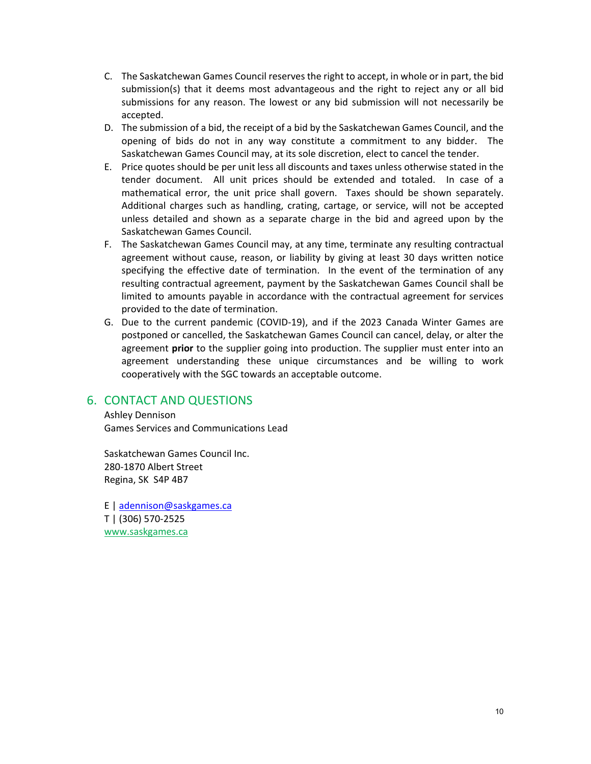C. The Saskatchewan Games Council reserves the right to accept, in whole or in part, the bid submission(s) that it deems most advantageous and the right to reject any or all bid submissions for any reason. The lowest or any bid submission will not necessarily be accepted.
D. The submission of a bid, the receipt of a bid by the Saskatchewan Games Council, and the opening of bids do not in any way constitute a commitment to any bidder. The Saskatchewan Games Council may, at its sole discretion, elect to cancel the tender.
E. Price quotes should be per unit less all discounts and taxes unless otherwise stated in the tender document. All unit prices should be extended and totaled. In case of a mathematical error, the unit price shall govern. Taxes should be shown separately. Additional charges such as handling, crating, cartage, or service, will not be accepted unless detailed and shown as a separate charge in the bid and agreed upon by the Saskatchewan Games Council.
F. The Saskatchewan Games Council may, at any time, terminate any resulting contractual agreement without cause, reason, or liability by giving at least 30 days written notice specifying the effective date of termination. In the event of the termination of any resulting contractual agreement, payment by the Saskatchewan Games Council shall be limited to amounts payable in accordance with the contractual agreement for services provided to the date of termination.
G. Due to the current pandemic (COVID-19), and if the 2023 Canada Winter Games are postponed or cancelled, the Saskatchewan Games Council can cancel, delay, or alter the agreement **prior** to the supplier going into production. The supplier must enter into an agreement understanding these unique circumstances and be willing to work cooperatively with the SGC towards an acceptable outcome.

## 6. CONTACT AND QUESTIONS

Ashley Dennison
Games Services and Communications Lead

Saskatchewan Games Council Inc.
280-1870 Albert Street
Regina, SK S4P 4B7

E | adennison@saskgames.ca
T | (306) 570-2525
www.saskgames.ca